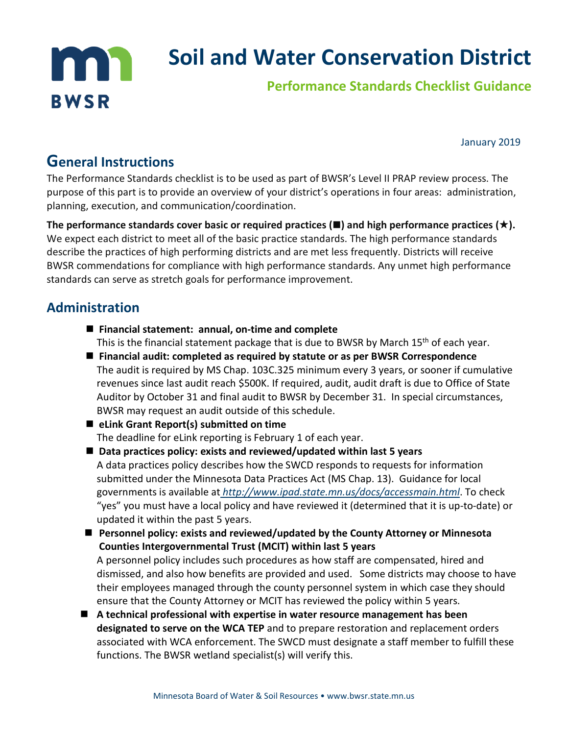BWSR

# Soil and Water Conservation District

## Performance Standards Checklist Guidance

January 2019

## General Instructions

The Performance Standards checklist is to be used as part of BWSR's Level II PRAP review process. The purpose of this part is to provide an overview of your district's operations in four areas: administration, planning, execution, and communication/coordination.

**The performance standards cover basic or required practices (■) and high performance practices (★).** We expect each district to meet all of the basic practice standards. The high performance standards describe the practices of high performing districts and are met less frequently. Districts will receive BWSR commendations for compliance with high performance standards. Any unmet high performance standards can serve as stretch goals for performance improvement.

## Administration

- ■ **Financial statement: annual, on-time and complete**
  This is the financial statement package that is due to BWSR by March 15th of each year.
- ■ **Financial audit: completed as required by statute or as per BWSR Correspondence**
  The audit is required by MS Chap. 103C.325 minimum every 3 years, or sooner if cumulative revenues since last audit reach $500K. If required, audit, audit draft is due to Office of State Auditor by October 31 and final audit to BWSR by December 31. In special circumstances, BWSR may request an audit outside of this schedule.
- ■ **eLink Grant Report(s) submitted on time**
  The deadline for eLink reporting is February 1 of each year.
- ■ **Data practices policy: exists and reviewed/updated within last 5 years**
  A data practices policy describes how the SWCD responds to requests for information submitted under the Minnesota Data Practices Act (MS Chap. 13). Guidance for local governments is available at *http://www.ipad.state.mn.us/docs/accessmain.html*. To check "yes" you must have a local policy and have reviewed it (determined that it is up-to-date) or updated it within the past 5 years.
- ■ **Personnel policy: exists and reviewed/updated by the County Attorney or Minnesota Counties Intergovernmental Trust (MCIT) within last 5 years**
  A personnel policy includes such procedures as how staff are compensated, hired and dismissed, and also how benefits are provided and used. Some districts may choose to have their employees managed through the county personnel system in which case they should ensure that the County Attorney or MCIT has reviewed the policy within 5 years.
- ■ **A technical professional with expertise in water resource management has been designated to serve on the WCA TEP** and to prepare restoration and replacement orders associated with WCA enforcement. The SWCD must designate a staff member to fulfill these functions. The BWSR wetland specialist(s) will verify this.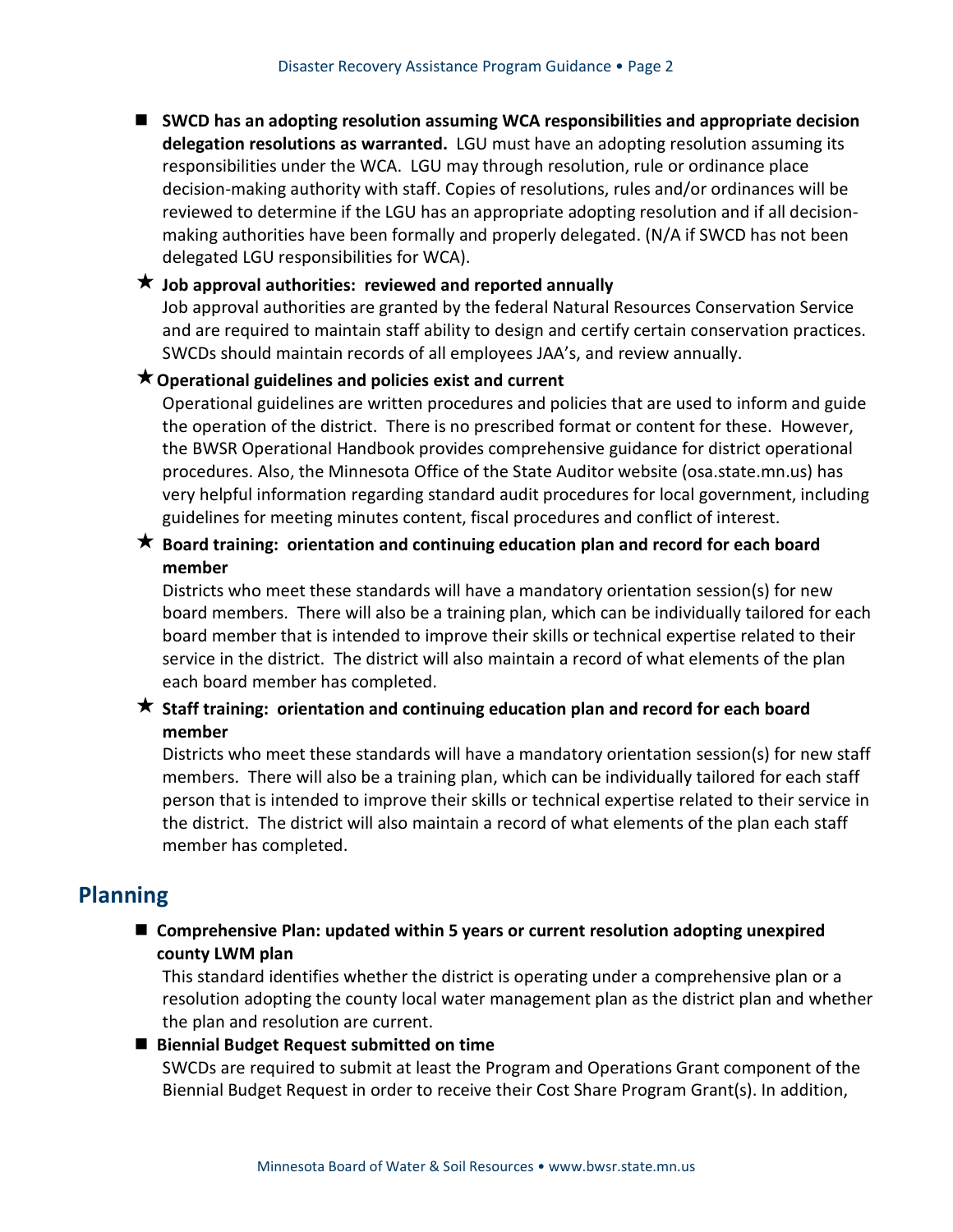- ■ **SWCD has an adopting resolution assuming WCA responsibilities and appropriate decision delegation resolutions as warranted.** LGU must have an adopting resolution assuming its responsibilities under the WCA. LGU may through resolution, rule or ordinance place decision-making authority with staff. Copies of resolutions, rules and/or ordinances will be reviewed to determine if the LGU has an appropriate adopting resolution and if all decision-making authorities have been formally and properly delegated. (N/A if SWCD has not been delegated LGU responsibilities for WCA).

- ★ **Job approval authorities: reviewed and reported annually**
  Job approval authorities are granted by the federal Natural Resources Conservation Service and are required to maintain staff ability to design and certify certain conservation practices. SWCDs should maintain records of all employees JAA's, and review annually.

- ★ **Operational guidelines and policies exist and current**
  Operational guidelines are written procedures and policies that are used to inform and guide the operation of the district. There is no prescribed format or content for these. However, the BWSR Operational Handbook provides comprehensive guidance for district operational procedures. Also, the Minnesota Office of the State Auditor website (osa.state.mn.us) has very helpful information regarding standard audit procedures for local government, including guidelines for meeting minutes content, fiscal procedures and conflict of interest.

- ★ **Board training: orientation and continuing education plan and record for each board member**
  Districts who meet these standards will have a mandatory orientation session(s) for new board members. There will also be a training plan, which can be individually tailored for each board member that is intended to improve their skills or technical expertise related to their service in the district. The district will also maintain a record of what elements of the plan each board member has completed.

- ★ **Staff training: orientation and continuing education plan and record for each board member**
  Districts who meet these standards will have a mandatory orientation session(s) for new staff members. There will also be a training plan, which can be individually tailored for each staff person that is intended to improve their skills or technical expertise related to their service in the district. The district will also maintain a record of what elements of the plan each staff member has completed.

## Planning

- ■ **Comprehensive Plan: updated within 5 years or current resolution adopting unexpired county LWM plan**
  This standard identifies whether the district is operating under a comprehensive plan or a resolution adopting the county local water management plan as the district plan and whether the plan and resolution are current.

- ■ **Biennial Budget Request submitted on time**
  SWCDs are required to submit at least the Program and Operations Grant component of the Biennial Budget Request in order to receive their Cost Share Program Grant(s). In addition,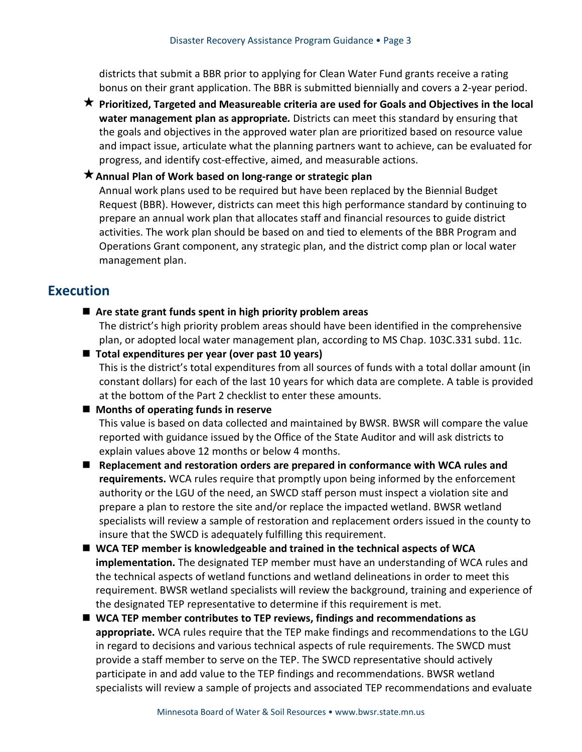districts that submit a BBR prior to applying for Clean Water Fund grants receive a rating bonus on their grant application. The BBR is submitted biennially and covers a 2-year period.

★ **Prioritized, Targeted and Measureable criteria are used for Goals and Objectives in the local water management plan as appropriate.** Districts can meet this standard by ensuring that the goals and objectives in the approved water plan are prioritized based on resource value and impact issue, articulate what the planning partners want to achieve, can be evaluated for progress, and identify cost-effective, aimed, and measurable actions.

★ **Annual Plan of Work based on long-range or strategic plan**
Annual work plans used to be required but have been replaced by the Biennial Budget Request (BBR). However, districts can meet this high performance standard by continuing to prepare an annual work plan that allocates staff and financial resources to guide district activities. The work plan should be based on and tied to elements of the BBR Program and Operations Grant component, any strategic plan, and the district comp plan or local water management plan.

## Execution

- **Are state grant funds spent in high priority problem areas**
  The district's high priority problem areas should have been identified in the comprehensive plan, or adopted local water management plan, according to MS Chap. 103C.331 subd. 11c.
- **Total expenditures per year (over past 10 years)**
  This is the district's total expenditures from all sources of funds with a total dollar amount (in constant dollars) for each of the last 10 years for which data are complete. A table is provided at the bottom of the Part 2 checklist to enter these amounts.
- **Months of operating funds in reserve**
  This value is based on data collected and maintained by BWSR. BWSR will compare the value reported with guidance issued by the Office of the State Auditor and will ask districts to explain values above 12 months or below 4 months.
- **Replacement and restoration orders are prepared in conformance with WCA rules and requirements.** WCA rules require that promptly upon being informed by the enforcement authority or the LGU of the need, an SWCD staff person must inspect a violation site and prepare a plan to restore the site and/or replace the impacted wetland. BWSR wetland specialists will review a sample of restoration and replacement orders issued in the county to insure that the SWCD is adequately fulfilling this requirement.
- **WCA TEP member is knowledgeable and trained in the technical aspects of WCA implementation.** The designated TEP member must have an understanding of WCA rules and the technical aspects of wetland functions and wetland delineations in order to meet this requirement. BWSR wetland specialists will review the background, training and experience of the designated TEP representative to determine if this requirement is met.
- **WCA TEP member contributes to TEP reviews, findings and recommendations as appropriate.** WCA rules require that the TEP make findings and recommendations to the LGU in regard to decisions and various technical aspects of rule requirements. The SWCD must provide a staff member to serve on the TEP. The SWCD representative should actively participate in and add value to the TEP findings and recommendations. BWSR wetland specialists will review a sample of projects and associated TEP recommendations and evaluate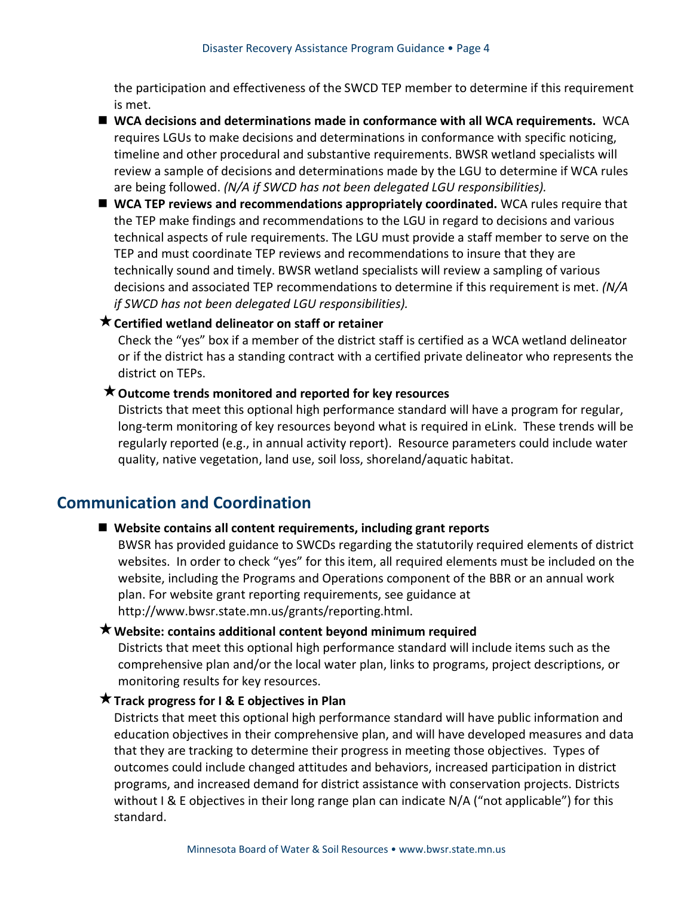the participation and effectiveness of the SWCD TEP member to determine if this requirement is met.

- **WCA decisions and determinations made in conformance with all WCA requirements.** WCA requires LGUs to make decisions and determinations in conformance with specific noticing, timeline and other procedural and substantive requirements. BWSR wetland specialists will review a sample of decisions and determinations made by the LGU to determine if WCA rules are being followed. *(N/A if SWCD has not been delegated LGU responsibilities).*
- **WCA TEP reviews and recommendations appropriately coordinated.** WCA rules require that the TEP make findings and recommendations to the LGU in regard to decisions and various technical aspects of rule requirements. The LGU must provide a staff member to serve on the TEP and must coordinate TEP reviews and recommendations to insure that they are technically sound and timely. BWSR wetland specialists will review a sampling of various decisions and associated TEP recommendations to determine if this requirement is met. *(N/A if SWCD has not been delegated LGU responsibilities).*

★ **Certified wetland delineator on staff or retainer**

Check the "yes" box if a member of the district staff is certified as a WCA wetland delineator or if the district has a standing contract with a certified private delineator who represents the district on TEPs.

★ **Outcome trends monitored and reported for key resources**

Districts that meet this optional high performance standard will have a program for regular, long-term monitoring of key resources beyond what is required in eLink. These trends will be regularly reported (e.g., in annual activity report). Resource parameters could include water quality, native vegetation, land use, soil loss, shoreland/aquatic habitat.

## Communication and Coordination

- **Website contains all content requirements, including grant reports**

  BWSR has provided guidance to SWCDs regarding the statutorily required elements of district websites. In order to check "yes" for this item, all required elements must be included on the website, including the Programs and Operations component of the BBR or an annual work plan. For website grant reporting requirements, see guidance at http://www.bwsr.state.mn.us/grants/reporting.html.

★ **Website: contains additional content beyond minimum required**

Districts that meet this optional high performance standard will include items such as the comprehensive plan and/or the local water plan, links to programs, project descriptions, or monitoring results for key resources.

★ **Track progress for I & E objectives in Plan**

Districts that meet this optional high performance standard will have public information and education objectives in their comprehensive plan, and will have developed measures and data that they are tracking to determine their progress in meeting those objectives. Types of outcomes could include changed attitudes and behaviors, increased participation in district programs, and increased demand for district assistance with conservation projects. Districts without I & E objectives in their long range plan can indicate N/A ("not applicable") for this standard.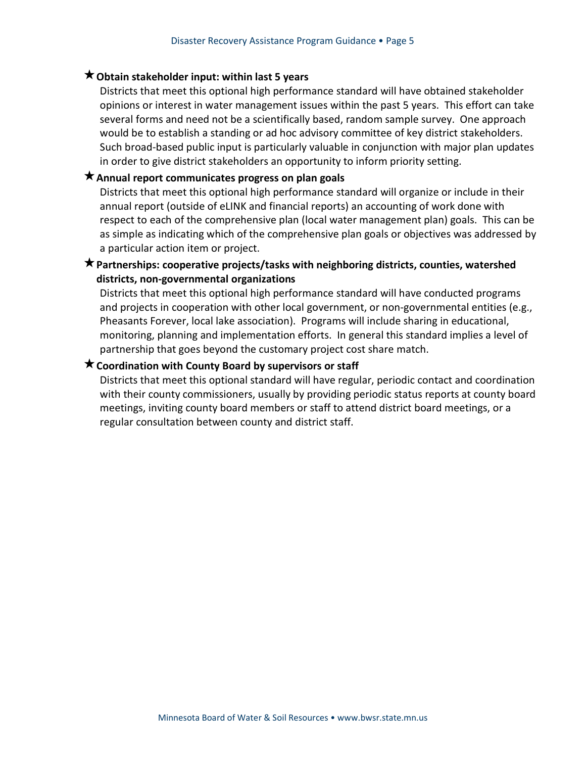**★ Obtain stakeholder input: within last 5 years**

Districts that meet this optional high performance standard will have obtained stakeholder opinions or interest in water management issues within the past 5 years. This effort can take several forms and need not be a scientifically based, random sample survey. One approach would be to establish a standing or ad hoc advisory committee of key district stakeholders. Such broad-based public input is particularly valuable in conjunction with major plan updates in order to give district stakeholders an opportunity to inform priority setting.

**★ Annual report communicates progress on plan goals**

Districts that meet this optional high performance standard will organize or include in their annual report (outside of eLINK and financial reports) an accounting of work done with respect to each of the comprehensive plan (local water management plan) goals. This can be as simple as indicating which of the comprehensive plan goals or objectives was addressed by a particular action item or project.

**★ Partnerships: cooperative projects/tasks with neighboring districts, counties, watershed districts, non-governmental organizations**

Districts that meet this optional high performance standard will have conducted programs and projects in cooperation with other local government, or non-governmental entities (e.g., Pheasants Forever, local lake association). Programs will include sharing in educational, monitoring, planning and implementation efforts. In general this standard implies a level of partnership that goes beyond the customary project cost share match.

**★ Coordination with County Board by supervisors or staff**

Districts that meet this optional standard will have regular, periodic contact and coordination with their county commissioners, usually by providing periodic status reports at county board meetings, inviting county board members or staff to attend district board meetings, or a regular consultation between county and district staff.